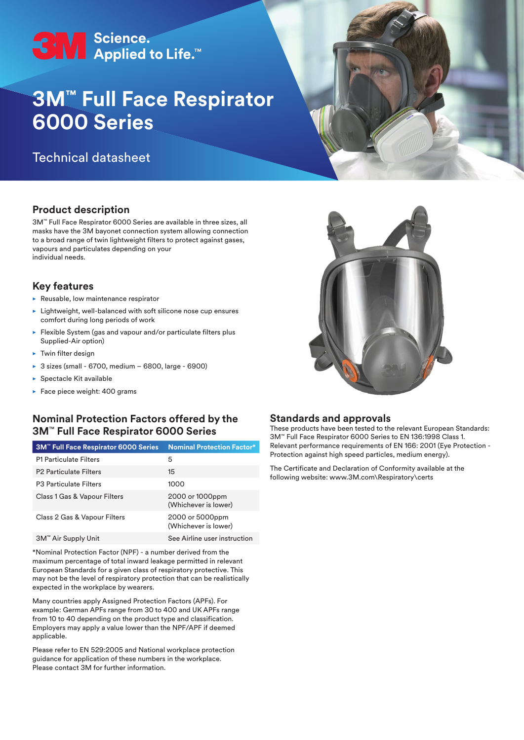3M Science. Applied to Life.™

# 3M™ Full Face Respirator 6000 Series

Technical datasheet

## Product description

3M™ Full Face Respirator 6000 Series are available in three sizes, all masks have the 3M bayonet connection system allowing connection to a broad range of twin lightweight filters to protect against gases, vapours and particulates depending on your individual needs.

## Key features

- Reusable, low maintenance respirator
- Lightweight, well-balanced with soft silicone nose cup ensures comfort during long periods of work
- Flexible System (gas and vapour and/or particulate filters plus Supplied-Air option)
- Twin filter design
- 3 sizes (small - 6700, medium – 6800, large - 6900)
- Spectacle Kit available
- Face piece weight: 400 grams

## Nominal Protection Factors offered by the 3M™ Full Face Respirator 6000 Series

| 3M™ Full Face Respirator 6000 Series | Nominal Protection Factor* |
|---|---|
| P1 Particulate Filters | 5 |
| P2 Particulate Filters | 15 |
| P3 Particulate Filters | 1000 |
| Class 1 Gas & Vapour Filters | 2000 or 1000ppm (Whichever is lower) |
| Class 2 Gas & Vapour Filters | 2000 or 5000ppm (Whichever is lower) |
| 3M™ Air Supply Unit | See Airline user instruction |

*Nominal Protection Factor (NPF) - a number derived from the maximum percentage of total inward leakage permitted in relevant European Standards for a given class of respiratory protective. This may not be the level of respiratory protection that can be realistically expected in the workplace by wearers.

Many countries apply Assigned Protection Factors (APFs). For example: German APFs range from 30 to 400 and UK APFs range from 10 to 40 depending on the product type and classification. Employers may apply a value lower than the NPF/APF if deemed applicable.

Please refer to EN 529:2005 and National workplace protection guidance for application of these numbers in the workplace. Please contact 3M for further information.

## Standards and approvals

These products have been tested to the relevant European Standards: 3M™ Full Face Respirator 6000 Series to EN 136:1998 Class 1. Relevant performance requirements of EN 166: 2001 (Eye Protection - Protection against high speed particles, medium energy).

The Certificate and Declaration of Conformity available at the following website: www.3M.com\Respiratory\certs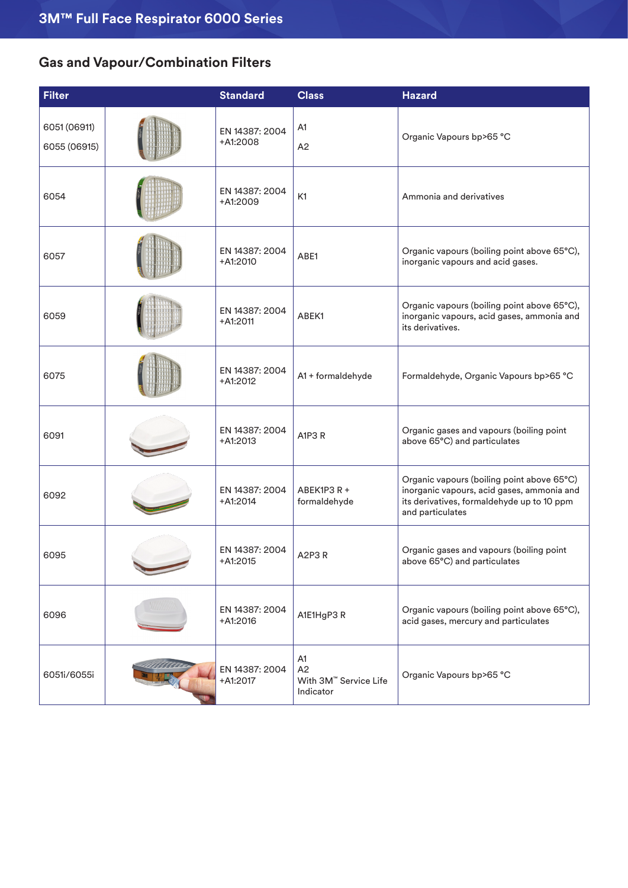## Gas and Vapour/Combination Filters

| Filter | | Standard | Class | Hazard |
|---|---|---|---|---|
| 6051 (06911)<br>6055 (06915) | | EN 14387: 2004 +A1:2008 | A1<br>A2 | Organic Vapours bp>65 °C |
| 6054 | | EN 14387: 2004 +A1:2009 | K1 | Ammonia and derivatives |
| 6057 | | EN 14387: 2004 +A1:2010 | ABE1 | Organic vapours (boiling point above 65°C), inorganic vapours and acid gases. |
| 6059 | | EN 14387: 2004 +A1:2011 | ABEK1 | Organic vapours (boiling point above 65°C), inorganic vapours, acid gases, ammonia and its derivatives. |
| 6075 | | EN 14387: 2004 +A1:2012 | A1 + formaldehyde | Formaldehyde, Organic Vapours bp>65 °C |
| 6091 | | EN 14387: 2004 +A1:2013 | A1P3 R | Organic gases and vapours (boiling point above 65°C) and particulates |
| 6092 | | EN 14387: 2004 +A1:2014 | ABEK1P3 R + formaldehyde | Organic vapours (boiling point above 65°C) inorganic vapours, acid gases, ammonia and its derivatives, formaldehyde up to 10 ppm and particulates |
| 6095 | | EN 14387: 2004 +A1:2015 | A2P3 R | Organic gases and vapours (boiling point above 65°C) and particulates |
| 6096 | | EN 14387: 2004 +A1:2016 | A1E1HgP3 R | Organic vapours (boiling point above 65°C), acid gases, mercury and particulates |
| 6051i/6055i | | EN 14387: 2004 +A1:2017 | A1<br>A2<br>With 3M™ Service Life Indicator | Organic Vapours bp>65 °C |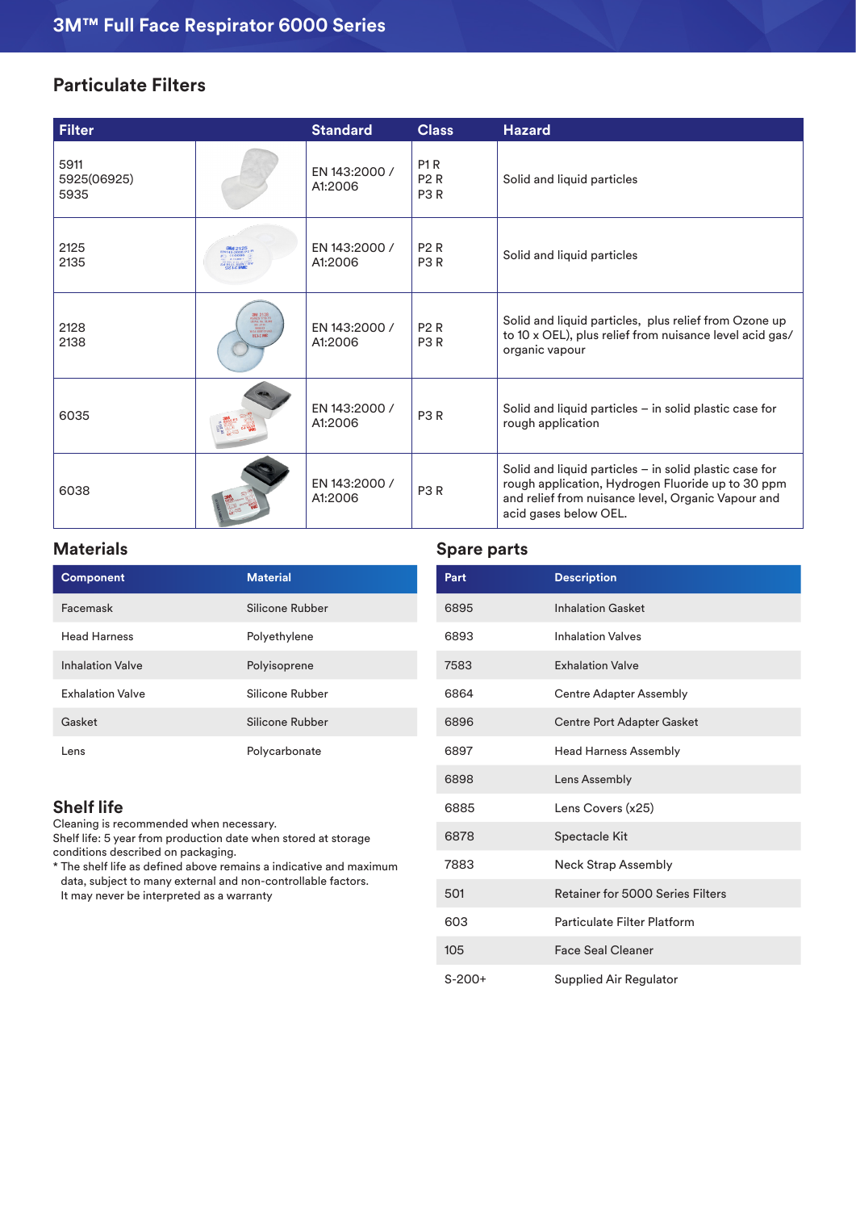# 3M™ Full Face Respirator 6000 Series

## Particulate Filters

| Filter | | Standard | Class | Hazard |
|---|---|---|---|---|
| 5911<br>5925(06925)<br>5935 | | EN 143:2000 / A1:2006 | P1 R<br>P2 R<br>P3 R | Solid and liquid particles |
| 2125<br>2135 | | EN 143:2000 / A1:2006 | P2 R<br>P3 R | Solid and liquid particles |
| 2128<br>2138 | | EN 143:2000 / A1:2006 | P2 R<br>P3 R | Solid and liquid particles, plus relief from Ozone up to 10 x OEL), plus relief from nuisance level acid gas/ organic vapour |
| 6035 | | EN 143:2000 / A1:2006 | P3 R | Solid and liquid particles – in solid plastic case for rough application |
| 6038 | | EN 143:2000 / A1:2006 | P3 R | Solid and liquid particles – in solid plastic case for rough application, Hydrogen Fluoride up to 30 ppm and relief from nuisance level, Organic Vapour and acid gases below OEL. |

## Materials

| Component | Material |
|---|---|
| Facemask | Silicone Rubber |
| Head Harness | Polyethylene |
| Inhalation Valve | Polyisoprene |
| Exhalation Valve | Silicone Rubber |
| Gasket | Silicone Rubber |
| Lens | Polycarbonate |

## Shelf life

Cleaning is recommended when necessary.
Shelf life: 5 year from production date when stored at storage conditions described on packaging.

* The shelf life as defined above remains a indicative and maximum data, subject to many external and non-controllable factors. It may never be interpreted as a warranty

## Spare parts

| Part | Description |
|---|---|
| 6895 | Inhalation Gasket |
| 6893 | Inhalation Valves |
| 7583 | Exhalation Valve |
| 6864 | Centre Adapter Assembly |
| 6896 | Centre Port Adapter Gasket |
| 6897 | Head Harness Assembly |
| 6898 | Lens Assembly |
| 6885 | Lens Covers (x25) |
| 6878 | Spectacle Kit |
| 7883 | Neck Strap Assembly |
| 501 | Retainer for 5000 Series Filters |
| 603 | Particulate Filter Platform |
| 105 | Face Seal Cleaner |
| S-200+ | Supplied Air Regulator |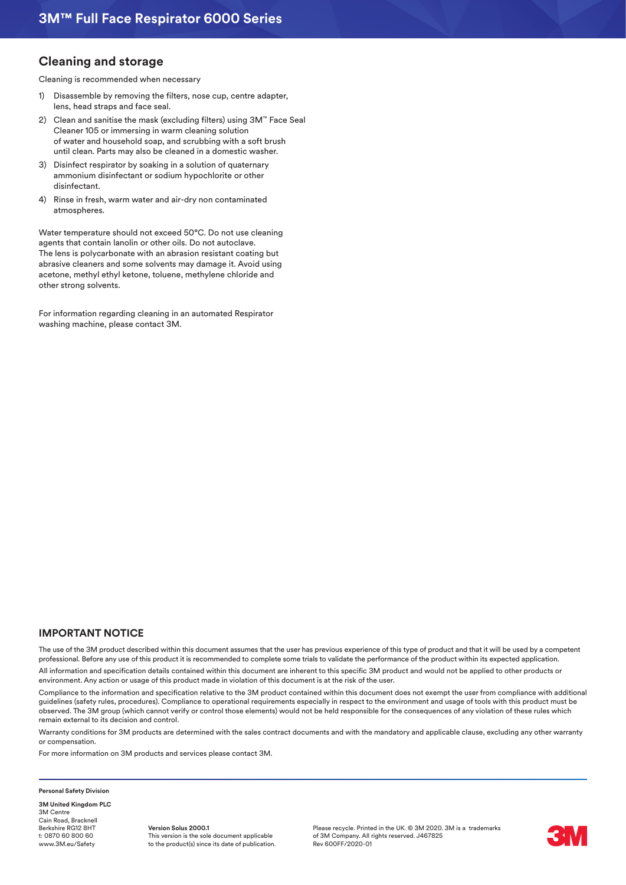## Cleaning and storage

Cleaning is recommended when necessary

1) Disassemble by removing the filters, nose cup, centre adapter, lens, head straps and face seal.
2) Clean and sanitise the mask (excluding filters) using 3M™ Face Seal Cleaner 105 or immersing in warm cleaning solution of water and household soap, and scrubbing with a soft brush until clean. Parts may also be cleaned in a domestic washer.
3) Disinfect respirator by soaking in a solution of quaternary ammonium disinfectant or sodium hypochlorite or other disinfectant.
4) Rinse in fresh, warm water and air-dry non contaminated atmospheres.

Water temperature should not exceed 50°C. Do not use cleaning agents that contain lanolin or other oils. Do not autoclave. The lens is polycarbonate with an abrasion resistant coating but abrasive cleaners and some solvents may damage it. Avoid using acetone, methyl ethyl ketone, toluene, methylene chloride and other strong solvents.

For information regarding cleaning in an automated Respirator washing machine, please contact 3M.

## IMPORTANT NOTICE

The use of the 3M product described within this document assumes that the user has previous experience of this type of product and that it will be used by a competent professional. Before any use of this product it is recommended to complete some trials to validate the performance of the product within its expected application.

All information and specification details contained within this document are inherent to this specific 3M product and would not be applied to other products or environment. Any action or usage of this product made in violation of this document is at the risk of the user.

Compliance to the information and specification relative to the 3M product contained within this document does not exempt the user from compliance with additional guidelines (safety rules, procedures). Compliance to operational requirements especially in respect to the environment and usage of tools with this product must be observed. The 3M group (which cannot verify or control those elements) would not be held responsible for the consequences of any violation of these rules which remain external to its decision and control.

Warranty conditions for 3M products are determined with the sales contract documents and with the mandatory and applicable clause, excluding any other warranty or compensation.

For more information on 3M products and services please contact 3M.

**Personal Safety Division**

**3M United Kingdom PLC**
3M Centre
Cain Road, Bracknell
Berkshire RG12 8HT
t: 0870 60 800 60
www.3M.eu/Safety

**Version Solus 2000.1**
This version is the sole document applicable to the product(s) since its date of publication.

Please recycle. Printed in the UK. © 3M 2020. 3M is a trademarks of 3M Company. All rights reserved. J467825
Rev 600FF/2020-01